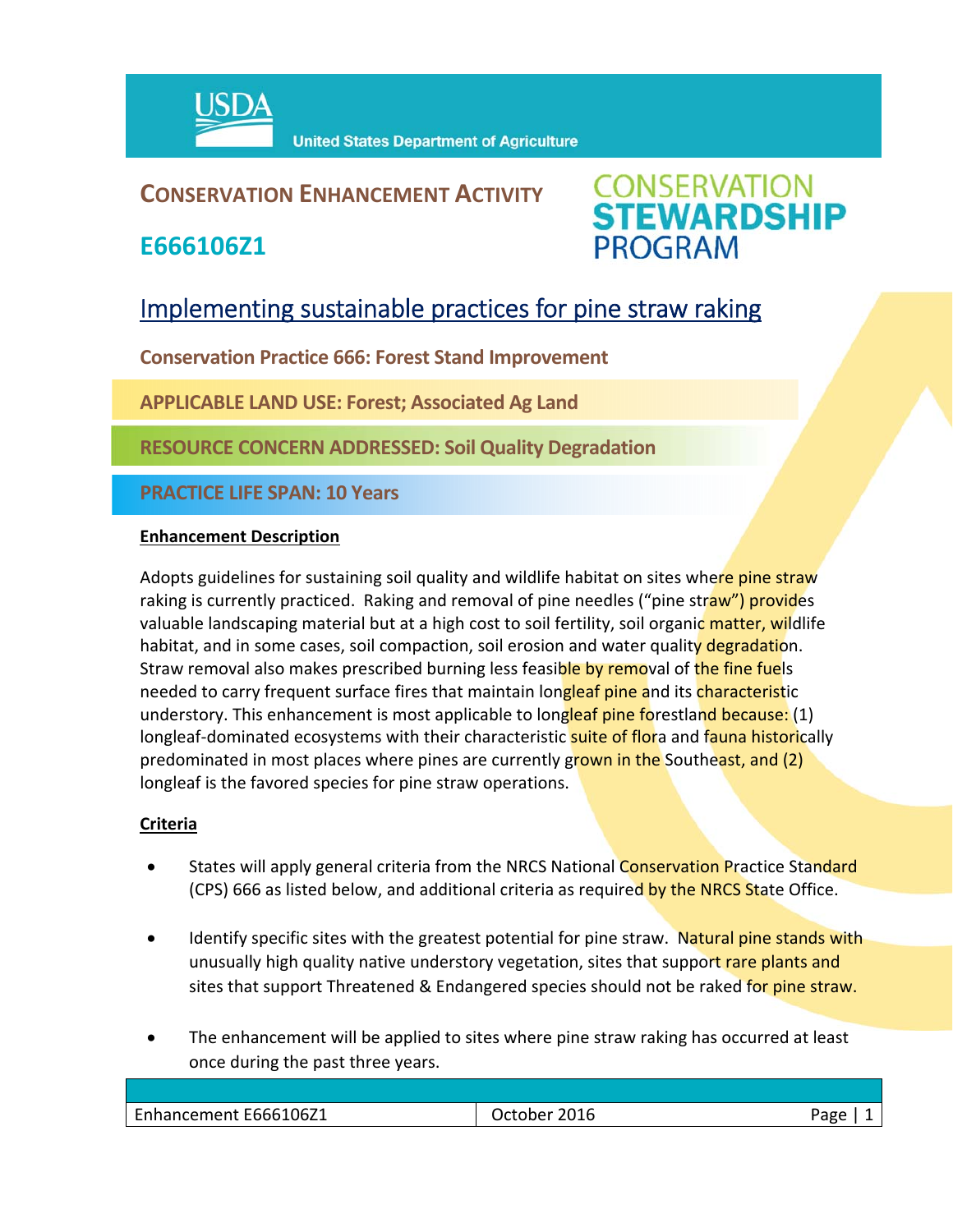# CONSERVATION ENHANCEMENT ACTIVITY

## E666106Z1

**CONSERVATION STEWARDSHIP PROGRAM**

## Implementing sustainable practices for pine straw raking

**Conservation Practice 666: Forest Stand Improvement**

**APPLICABLE LAND USE: Forest; Associated Ag Land**

**RESOURCE CONCERN ADDRESSED: Soil Quality Degradation**

**PRACTICE LIFE SPAN: 10 Years**

### Enhancement Description

Adopts guidelines for sustaining soil quality and wildlife habitat on sites where pine straw raking is currently practiced. Raking and removal of pine needles ("pine straw") provides valuable landscaping material but at a high cost to soil fertility, soil organic matter, wildlife habitat, and in some cases, soil compaction, soil erosion and water quality degradation. Straw removal also makes prescribed burning less feasible by removal of the fine fuels needed to carry frequent surface fires that maintain longleaf pine and its characteristic understory. This enhancement is most applicable to longleaf pine forestland because: (1) longleaf-dominated ecosystems with their characteristic suite of flora and fauna historically predominated in most places where pines are currently grown in the Southeast, and (2) longleaf is the favored species for pine straw operations.

### Criteria

- States will apply general criteria from the NRCS National Conservation Practice Standard (CPS) 666 as listed below, and additional criteria as required by the NRCS State Office.
- Identify specific sites with the greatest potential for pine straw. Natural pine stands with unusually high quality native understory vegetation, sites that support rare plants and sites that support Threatened & Endangered species should not be raked for pine straw.
- The enhancement will be applied to sites where pine straw raking has occurred at least once during the past three years.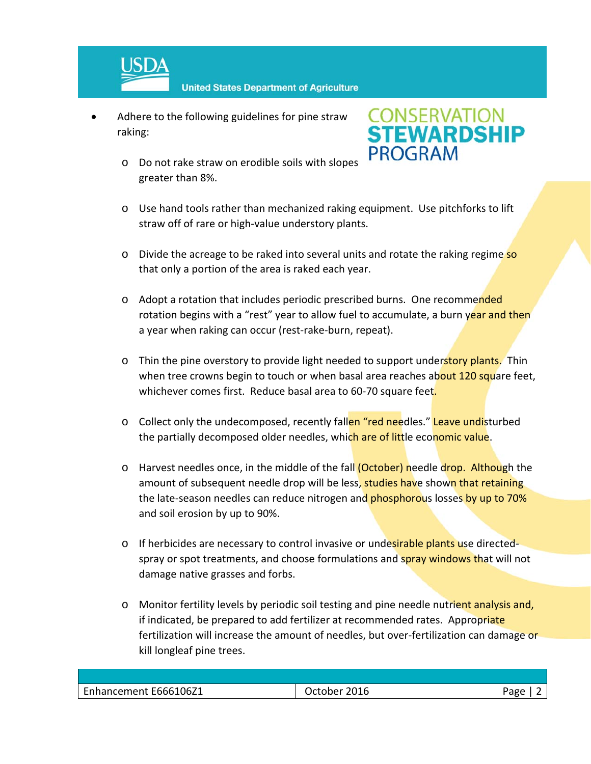- Adhere to the following guidelines for pine straw raking:
  - Do not rake straw on erodible soils with slopes greater than 8%.
  - Use hand tools rather than mechanized raking equipment. Use pitchforks to lift straw off of rare or high-value understory plants.
  - Divide the acreage to be raked into several units and rotate the raking regime so that only a portion of the area is raked each year.
  - Adopt a rotation that includes periodic prescribed burns. One recommended rotation begins with a "rest" year to allow fuel to accumulate, a burn year and then a year when raking can occur (rest-rake-burn, repeat).
  - Thin the pine overstory to provide light needed to support understory plants. Thin when tree crowns begin to touch or when basal area reaches about 120 square feet, whichever comes first. Reduce basal area to 60-70 square feet.
  - Collect only the undecomposed, recently fallen "red needles." Leave undisturbed the partially decomposed older needles, which are of little economic value.
  - Harvest needles once, in the middle of the fall (October) needle drop. Although the amount of subsequent needle drop will be less, studies have shown that retaining the late-season needles can reduce nitrogen and phosphorous losses by up to 70% and soil erosion by up to 90%.
  - If herbicides are necessary to control invasive or undesirable plants use directed-spray or spot treatments, and choose formulations and spray windows that will not damage native grasses and forbs.
  - Monitor fertility levels by periodic soil testing and pine needle nutrient analysis and, if indicated, be prepared to add fertilizer at recommended rates. Appropriate fertilization will increase the amount of needles, but over-fertilization can damage or kill longleaf pine trees.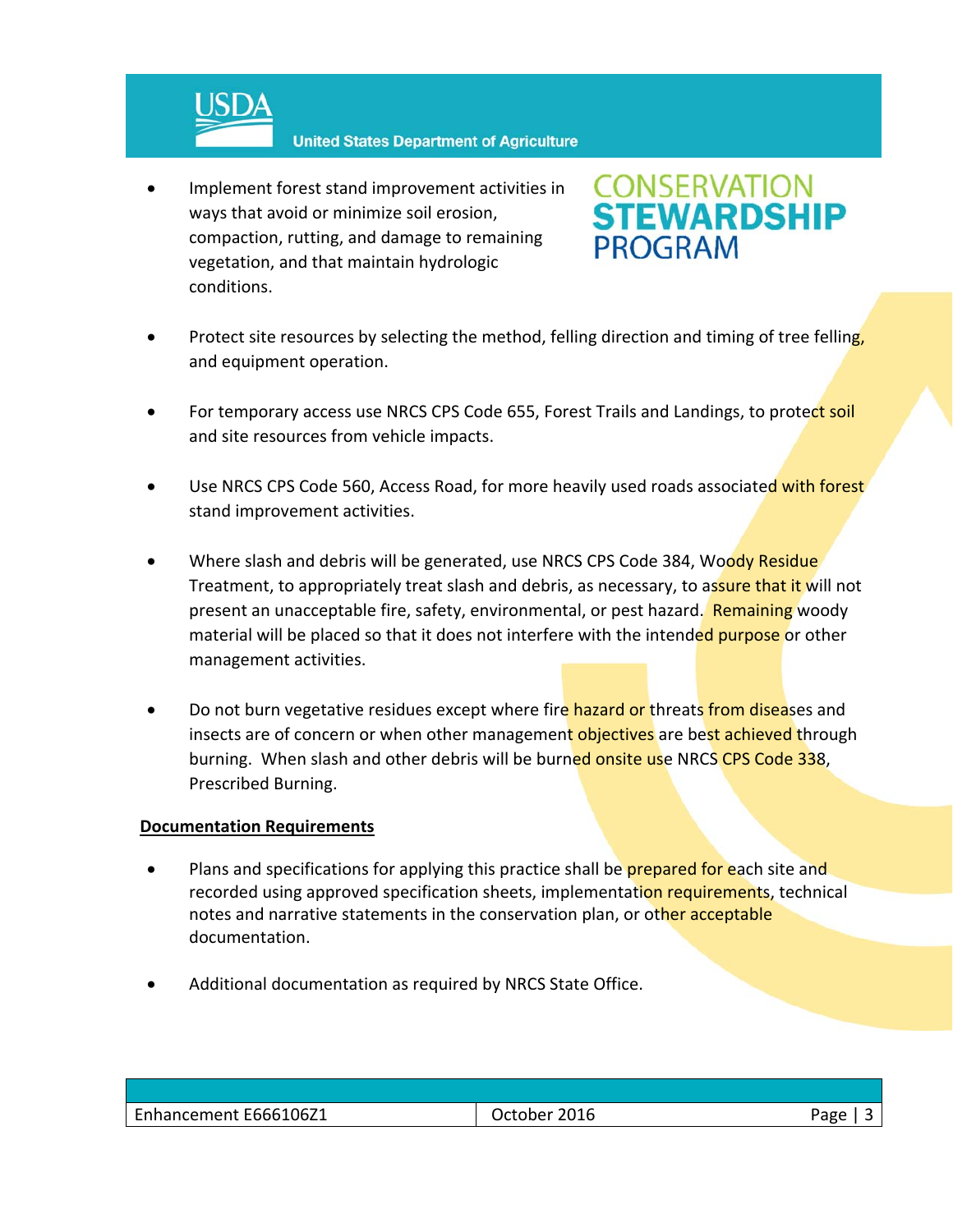- Implement forest stand improvement activities in ways that avoid or minimize soil erosion, compaction, rutting, and damage to remaining vegetation, and that maintain hydrologic conditions.

- Protect site resources by selecting the method, felling direction and timing of tree felling, and equipment operation.

- For temporary access use NRCS CPS Code 655, Forest Trails and Landings, to protect soil and site resources from vehicle impacts.

- Use NRCS CPS Code 560, Access Road, for more heavily used roads associated with forest stand improvement activities.

- Where slash and debris will be generated, use NRCS CPS Code 384, Woody Residue Treatment, to appropriately treat slash and debris, as necessary, to assure that it will not present an unacceptable fire, safety, environmental, or pest hazard. Remaining woody material will be placed so that it does not interfere with the intended purpose or other management activities.

- Do not burn vegetative residues except where fire hazard or threats from diseases and insects are of concern or when other management objectives are best achieved through burning. When slash and other debris will be burned onsite use NRCS CPS Code 338, Prescribed Burning.

**Documentation Requirements**

- Plans and specifications for applying this practice shall be prepared for each site and recorded using approved specification sheets, implementation requirements, technical notes and narrative statements in the conservation plan, or other acceptable documentation.

- Additional documentation as required by NRCS State Office.